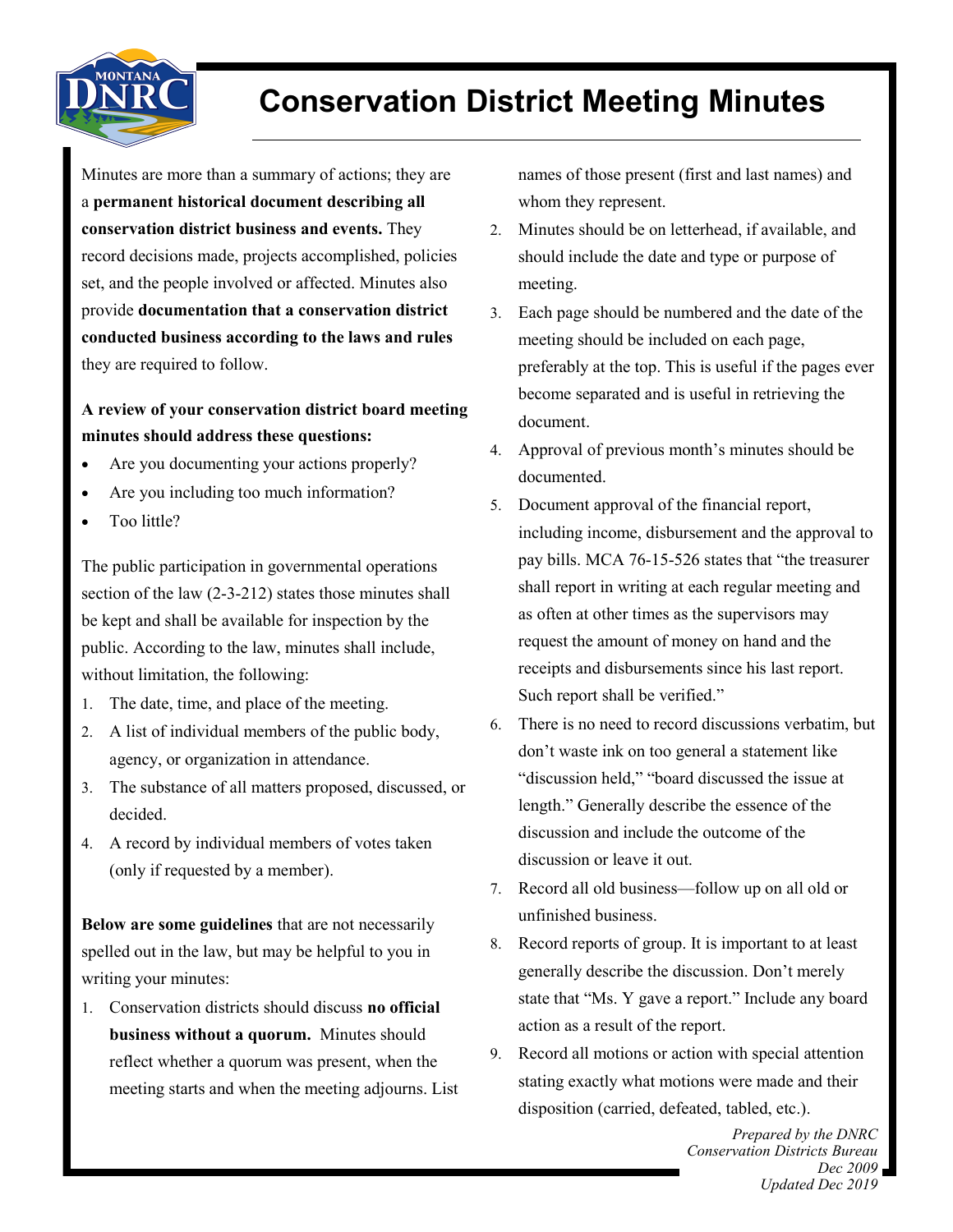# Conservation District Meeting Minutes

Minutes are more than a summary of actions; they are a **permanent historical document describing all conservation district business and events.** They record decisions made, projects accomplished, policies set, and the people involved or affected. Minutes also provide **documentation that a conservation district conducted business according to the laws and rules** they are required to follow.

**A review of your conservation district board meeting minutes should address these questions:**

- Are you documenting your actions properly?
- Are you including too much information?
- Too little?

The public participation in governmental operations section of the law (2-3-212) states those minutes shall be kept and shall be available for inspection by the public. According to the law, minutes shall include, without limitation, the following:

1. The date, time, and place of the meeting.
2. A list of individual members of the public body, agency, or organization in attendance.
3. The substance of all matters proposed, discussed, or decided.
4. A record by individual members of votes taken (only if requested by a member).

**Below are some guidelines** that are not necessarily spelled out in the law, but may be helpful to you in writing your minutes:

1. Conservation districts should discuss **no official business without a quorum.** Minutes should reflect whether a quorum was present, when the meeting starts and when the meeting adjourns. List names of those present (first and last names) and whom they represent.
2. Minutes should be on letterhead, if available, and should include the date and type or purpose of meeting.
3. Each page should be numbered and the date of the meeting should be included on each page, preferably at the top. This is useful if the pages ever become separated and is useful in retrieving the document.
4. Approval of previous month's minutes should be documented.
5. Document approval of the financial report, including income, disbursement and the approval to pay bills. MCA 76-15-526 states that "the treasurer shall report in writing at each regular meeting and as often at other times as the supervisors may request the amount of money on hand and the receipts and disbursements since his last report. Such report shall be verified."
6. There is no need to record discussions verbatim, but don't waste ink on too general a statement like "discussion held," "board discussed the issue at length." Generally describe the essence of the discussion and include the outcome of the discussion or leave it out.
7. Record all old business—follow up on all old or unfinished business.
8. Record reports of group. It is important to at least generally describe the discussion. Don't merely state that "Ms. Y gave a report." Include any board action as a result of the report.
9. Record all motions or action with special attention stating exactly what motions were made and their disposition (carried, defeated, tabled, etc.).

*Prepared by the DNRC Conservation Districts Bureau Dec 2009 Updated Dec 2019*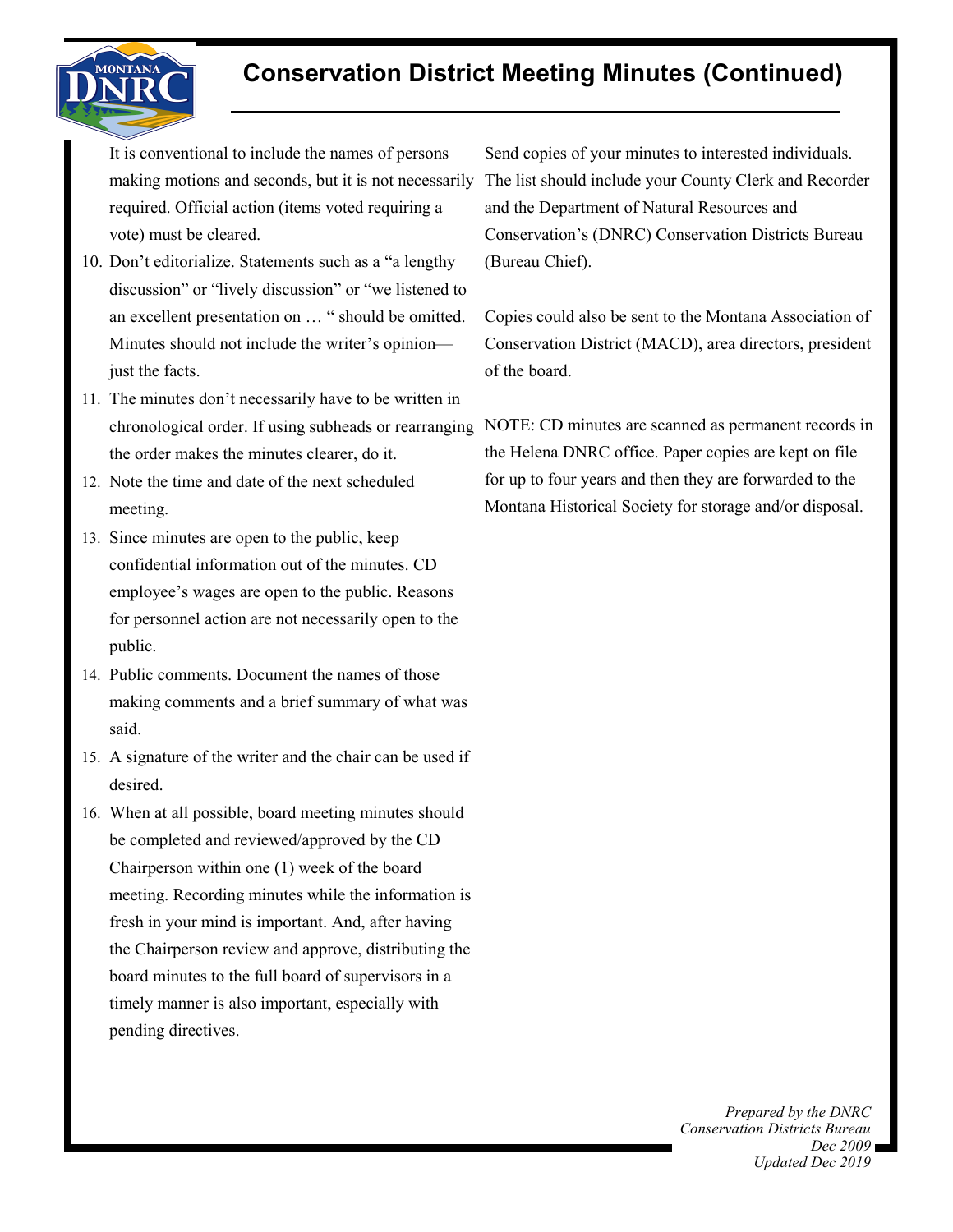# Conservation District Meeting Minutes (Continued)

It is conventional to include the names of persons making motions and seconds, but it is not necessarily required. Official action (items voted requiring a vote) must be cleared.

10. Don't editorialize. Statements such as a "a lengthy discussion" or "lively discussion" or "we listened to an excellent presentation on … " should be omitted. Minutes should not include the writer's opinion—just the facts.
11. The minutes don't necessarily have to be written in chronological order. If using subheads or rearranging the order makes the minutes clearer, do it.
12. Note the time and date of the next scheduled meeting.
13. Since minutes are open to the public, keep confidential information out of the minutes. CD employee's wages are open to the public. Reasons for personnel action are not necessarily open to the public.
14. Public comments. Document the names of those making comments and a brief summary of what was said.
15. A signature of the writer and the chair can be used if desired.
16. When at all possible, board meeting minutes should be completed and reviewed/approved by the CD Chairperson within one (1) week of the board meeting. Recording minutes while the information is fresh in your mind is important. And, after having the Chairperson review and approve, distributing the board minutes to the full board of supervisors in a timely manner is also important, especially with pending directives.

Send copies of your minutes to interested individuals. The list should include your County Clerk and Recorder and the Department of Natural Resources and Conservation's (DNRC) Conservation Districts Bureau (Bureau Chief).

Copies could also be sent to the Montana Association of Conservation District (MACD), area directors, president of the board.

NOTE: CD minutes are scanned as permanent records in the Helena DNRC office. Paper copies are kept on file for up to four years and then they are forwarded to the Montana Historical Society for storage and/or disposal.

*Prepared by the DNRC*
*Conservation Districts Bureau*
*Dec 2009*
*Updated Dec 2019*